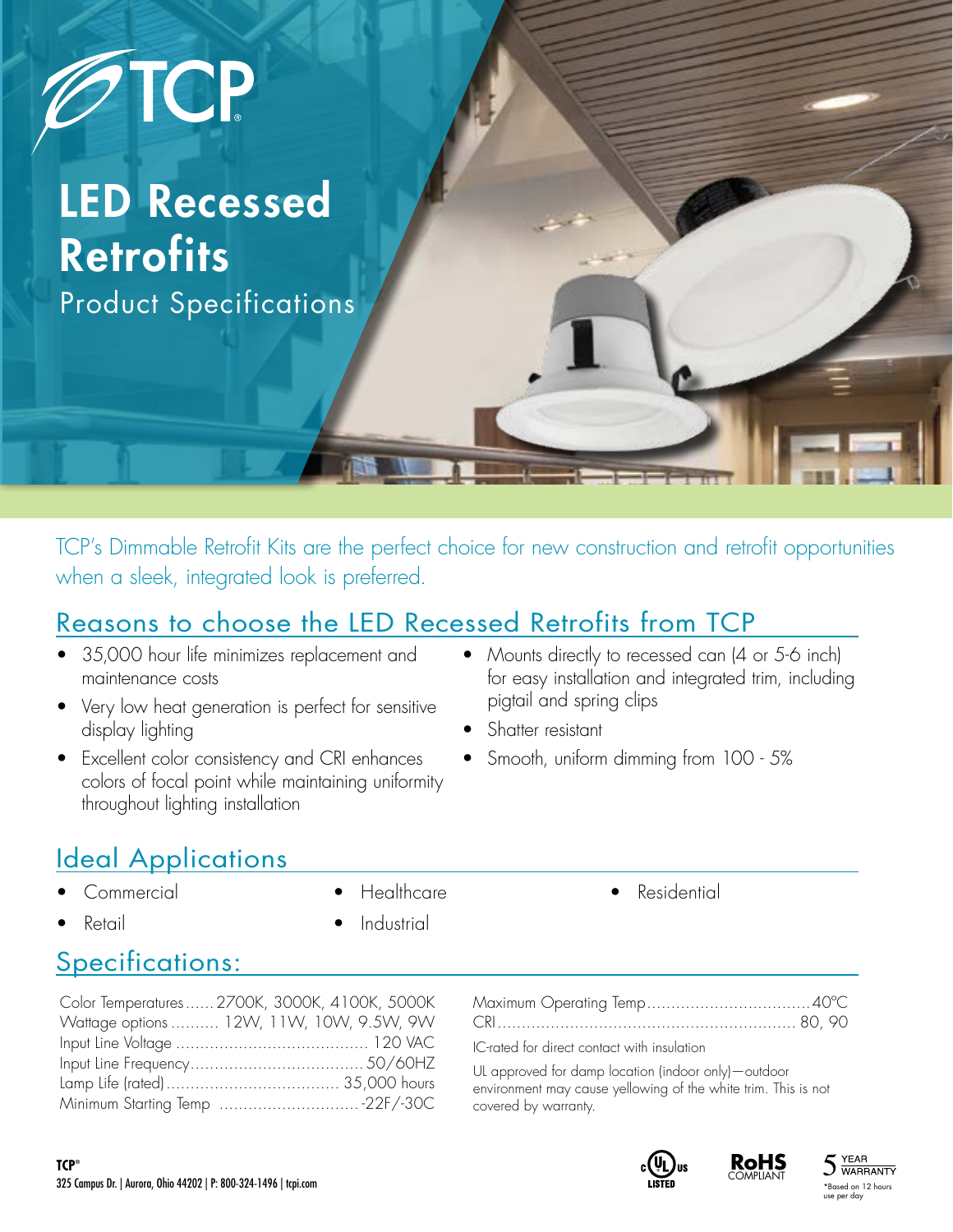TCP

# LED Recessed Retrofits

Product Specifications

TCP's Dimmable Retrofit Kits are the perfect choice for new construction and retrofit opportunities when a sleek, integrated look is preferred.

## Reasons to choose the LED Recessed Retrofits from TCP

- 35,000 hour life minimizes replacement and maintenance costs
- Very low heat generation is perfect for sensitive display lighting
- Excellent color consistency and CRI enhances colors of focal point while maintaining uniformity throughout lighting installation
- Mounts directly to recessed can (4 or 5-6 inch) for easy installation and integrated trim, including pigtail and spring clips
- Shatter resistant
- Smooth, uniform dimming from 100 - 5%

## Ideal Applications

- Commercial
- Retail
- Healthcare
- Industrial
- Residential

## Specifications:

| | |
|---|---|
| Color Temperatures | 2700K, 3000K, 4100K, 5000K |
| Wattage options | 12W, 11W, 10W, 9.5W, 9W |
| Input Line Voltage | 120 VAC |
| Input Line Frequency | 50/60HZ |
| Lamp Life (rated) | 35,000 hours |
| Minimum Starting Temp | -22F/-30C |
| Maximum Operating Temp | 40°C |
| CRI | 80, 90 |

IC-rated for direct contact with insulation

UL approved for damp location (indoor only)—outdoor environment may cause yellowing of the white trim. This is not covered by warranty.

**TCP®**
325 Campus Dr. | Aurora, Ohio 44202 | P: 800-324-1496 | tcpi.com

c UL us LISTED

RoHS COMPLIANT

5 YEAR WARRANTY
*Based on 12 hours use per day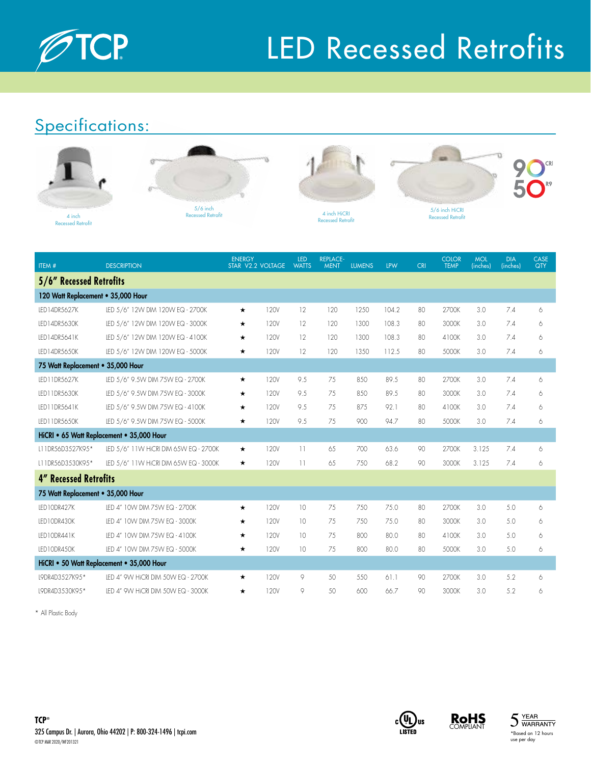# LED Recessed Retrofits

## Specifications:

4 inch Recessed Retrofit

5/6 inch Recessed Retrofit

4 inch HiCRI Recessed Retrofit

5/6 inch HiCRI Recessed Retrofit

90 CRI
50 R9

| ITEM # | DESCRIPTION | ENERGY STAR V2.2 | VOLTAGE | LED WATTS | REPLACE-MENT | LUMENS | LPW | CRI | COLOR TEMP | MOL (inches) | DIA (inches) | CASE QTY |
|---|---|---|---|---|---|---|---|---|---|---|---|---|
| **5/6" Recessed Retrofits** | | | | | | | | | | | | |
| **120 Watt Replacement • 35,000 Hour** | | | | | | | | | | | | |
| LED14DR5627K | LED 5/6" 12W DIM 120W EQ - 2700K | ★ | 120V | 12 | 120 | 1250 | 104.2 | 80 | 2700K | 3.0 | 7.4 | 6 |
| LED14DR5630K | LED 5/6" 12W DIM 120W EQ - 3000K | ★ | 120V | 12 | 120 | 1300 | 108.3 | 80 | 3000K | 3.0 | 7.4 | 6 |
| LED14DR5641K | LED 5/6" 12W DIM 120W EQ - 4100K | ★ | 120V | 12 | 120 | 1300 | 108.3 | 80 | 4100K | 3.0 | 7.4 | 6 |
| LED14DR5650K | LED 5/6" 12W DIM 120W EQ - 5000K | ★ | 120V | 12 | 120 | 1350 | 112.5 | 80 | 5000K | 3.0 | 7.4 | 6 |
| **75 Watt Replacement • 35,000 Hour** | | | | | | | | | | | | |
| LED11DR5627K | LED 5/6" 9.5W DIM 75W EQ - 2700K | ★ | 120V | 9.5 | 75 | 850 | 89.5 | 80 | 2700K | 3.0 | 7.4 | 6 |
| LED11DR5630K | LED 5/6" 9.5W DIM 75W EQ - 3000K | ★ | 120V | 9.5 | 75 | 850 | 89.5 | 80 | 3000K | 3.0 | 7.4 | 6 |
| LED11DR5641K | LED 5/6" 9.5W DIM 75W EQ - 4100K | ★ | 120V | 9.5 | 75 | 875 | 92.1 | 80 | 4100K | 3.0 | 7.4 | 6 |
| LED11DR5650K | LED 5/6" 9.5W DIM 75W EQ - 5000K | ★ | 120V | 9.5 | 75 | 900 | 94.7 | 80 | 5000K | 3.0 | 7.4 | 6 |
| **HiCRI • 65 Watt Replacement • 35,000 Hour** | | | | | | | | | | | | |
| L11DR56D3527K95* | LED 5/6" 11W HiCRI DIM 65W EQ - 2700K | ★ | 120V | 11 | 65 | 700 | 63.6 | 90 | 2700K | 3.125 | 7.4 | 6 |
| L11DR56D3530K95* | LED 5/6" 11W HiCRI DIM 65W EQ - 3000K | ★ | 120V | 11 | 65 | 750 | 68.2 | 90 | 3000K | 3.125 | 7.4 | 6 |
| **4" Recessed Retrofits** | | | | | | | | | | | | |
| **75 Watt Replacement • 35,000 Hour** | | | | | | | | | | | | |
| LED10DR427K | LED 4" 10W DIM 75W EQ - 2700K | ★ | 120V | 10 | 75 | 750 | 75.0 | 80 | 2700K | 3.0 | 5.0 | 6 |
| LED10DR430K | LED 4" 10W DIM 75W EQ - 3000K | ★ | 120V | 10 | 75 | 750 | 75.0 | 80 | 3000K | 3.0 | 5.0 | 6 |
| LED10DR441K | LED 4" 10W DIM 75W EQ - 4100K | ★ | 120V | 10 | 75 | 800 | 80.0 | 80 | 4100K | 3.0 | 5.0 | 6 |
| LED10DR450K | LED 4" 10W DIM 75W EQ - 5000K | ★ | 120V | 10 | 75 | 800 | 80.0 | 80 | 5000K | 3.0 | 5.0 | 6 |
| **HiCRI • 50 Watt Replacement • 35,000 Hour** | | | | | | | | | | | | |
| L9DR4D3527K95* | LED 4" 9W HiCRI DIM 50W EQ - 2700K | ★ | 120V | 9 | 50 | 550 | 61.1 | 90 | 2700K | 3.0 | 5.2 | 6 |
| L9DR4D3530K95* | LED 4" 9W HiCRI DIM 50W EQ - 3000K | ★ | 120V | 9 | 50 | 600 | 66.7 | 90 | 3000K | 3.0 | 5.2 | 6 |

\* All Plastic Body

**TCP®**
325 Campus Dr. | Aurora, Ohio 44202 | P: 800-324-1496 | tcpi.com
©TCP MAR 2020/WF201321

c UL us LISTED

RoHS COMPLIANT

5 YEAR WARRANTY
*Based on 12 hours use per day